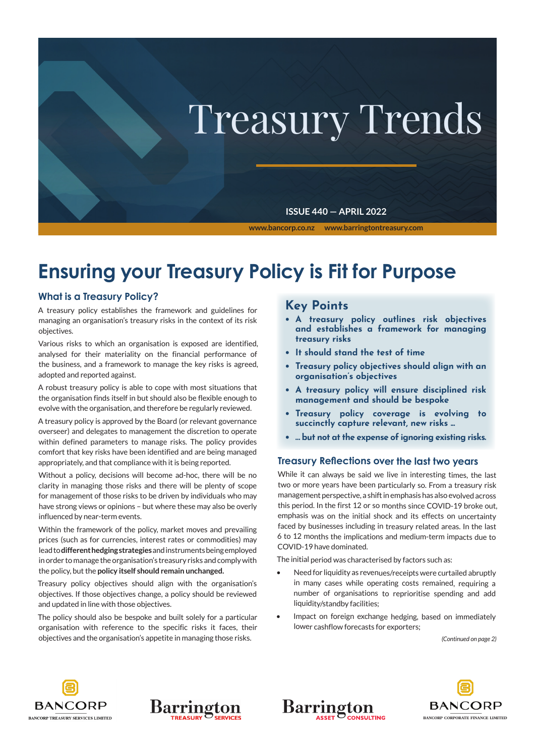# Treasury Trends

ISSUE 440 — APRIL 2022

www.bancorp.co.nz www.barringtontreasury.com

## Ensuring your Treasury Policy is Fit for Purpose

### What is a Treasury Policy?

A treasury policy establishes the framework and guidelines for managing an organisation's treasury risks in the context of its risk objectives.

Various risks to which an organisation is exposed are identified, analysed for their materiality on the financial performance of the business, and a framework to manage the key risks is agreed, adopted and reported against.

A robust treasury policy is able to cope with most situations that the organisation finds itself in but should also be flexible enough to evolve with the organisation, and therefore be regularly reviewed.

A treasury policy is approved by the Board (or relevant governance overseer) and delegates to management the discretion to operate within defined parameters to manage risks. The policy provides comfort that key risks have been identified and are being managed appropriately, and that compliance with it is being reported.

Without a policy, decisions will become ad-hoc, there will be no clarity in managing those risks and there will be plenty of scope for management of those risks to be driven by individuals who may have strong views or opinions – but where these may also be overly influenced by near-term events.

Within the framework of the policy, market moves and prevailing prices (such as for currencies, interest rates or commodities) may lead to **different hedging strategies** and instruments being employed in order to manage the organisation's treasury risks and comply with the policy, but the **policy itself should remain unchanged.**

Treasury policy objectives should align with the organisation's objectives. If those objectives change, a policy should be reviewed and updated in line with those objectives.

The policy should also be bespoke and built solely for a particular organisation with reference to the specific risks it faces, their objectives and the organisation's appetite in managing those risks.

### Key Points

- **A treasury policy outlines risk objectives and establishes a framework for managing treasury risks**
- **It should stand the test of time**
- **Treasury policy objectives should align with an organisation's objectives**
- **A treasury policy will ensure disciplined risk management and should be bespoke**
- **Treasury policy coverage is evolving to succinctly capture relevant, new risks ...**
- **... but not at the expense of ignoring existing risks.**

### Treasury Reflections over the last two years

While it can always be said we live in interesting times, the last two or more years have been particularly so. From a treasury risk management perspective, a shift in emphasis has also evolved across this period. In the first 12 or so months since COVID-19 broke out, emphasis was on the initial shock and its effects on uncertainty faced by businesses including in treasury related areas. In the last 6 to 12 months the implications and medium-term impacts due to COVID-19 have dominated.

The initial period was characterised by factors such as:

- Need for liquidity as revenues/receipts were curtailed abruptly in many cases while operating costs remained, requiring a number of organisations to reprioritise spending and add liquidity/standby facilities;
- Impact on foreign exchange hedging, based on immediately lower cashflow forecasts for exporters;

*(Continued on page 2)*

BANCORP — BANCORP TREASURY SERVICES LIMITED | Barrington TREASURY SERVICES | Barrington ASSET CONSULTING | BANCORP — BANCORP CORPORATE FINANCE LIMITED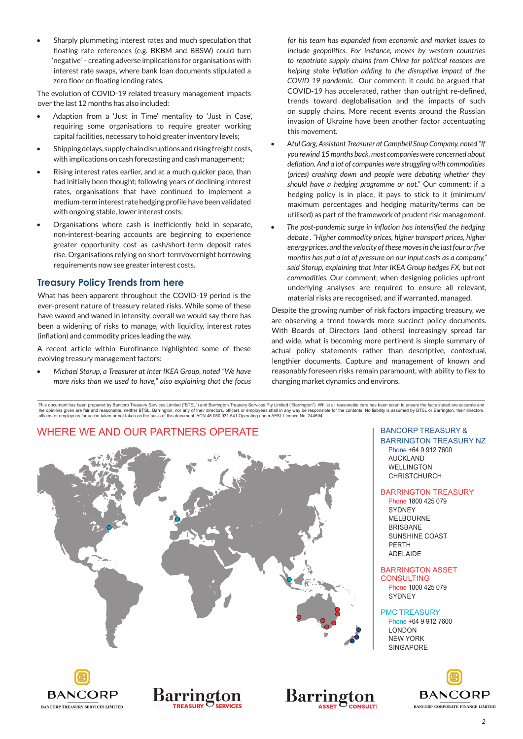- Sharply plummeting interest rates and much speculation that floating rate references (e.g. BKBM and BBSW) could turn 'negative' – creating adverse implications for organisations with interest rate swaps, where bank loan documents stipulated a zero floor on floating lending rates.

The evolution of COVID-19 related treasury management impacts over the last 12 months has also included:

- Adaption from a 'Just in Time' mentality to 'Just in Case', requiring some organisations to require greater working capital facilities, necessary to hold greater inventory levels;
- Shipping delays, supply chain disruptions and rising freight costs, with implications on cash forecasting and cash management;
- Rising interest rates earlier, and at a much quicker pace, than had initially been thought; following years of declining interest rates, organisations that have continued to implement a medium-term interest rate hedging profile have been validated with ongoing stable, lower interest costs;
- Organisations where cash is inefficiently held in separate, non-interest-bearing accounts are beginning to experience greater opportunity cost as cash/short-term deposit rates rise. Organisations relying on short-term/overnight borrowing requirements now see greater interest costs.

## Treasury Policy Trends from here

What has been apparent throughout the COVID-19 period is the ever-present nature of treasury related risks. While some of these have waxed and waned in intensity, overall we would say there has been a widening of risks to manage, with liquidity, interest rates (inflation) and commodity prices leading the way.

A recent article within Eurofinance highlighted some of these evolving treasury management factors:

- *Michael Storup, a Treasurer at Inter IKEA Group, noted "We have more risks than we used to have," also explaining that the focus for his team has expanded from economic and market issues to include geopolitics. For instance, moves by western countries to repatriate supply chains from China for political reasons are helping stoke inflation adding to the disruptive impact of the COVID-19 pandemic.* Our comment; it could be argued that COVID-19 has accelerated, rather than outright re-defined, trends toward deglobalisation and the impacts of such on supply chains. More recent events around the Russian invasion of Ukraine have been another factor accentuating this movement.
- *Atul Garg, Assistant Treasurer at Campbell Soup Company, noted "If you rewind 15 months back, most companies were concerned about deflation. And a lot of companies were struggling with commodities (prices) crashing down and people were debating whether they should have a hedging programme or not."* Our comment; if a hedging policy is in place, it pays to stick to it (minimum/maximum percentages and hedging maturity/terms can be utilised) as part of the framework of prudent risk management.
- *The post-pandemic surge in inflation has intensified the hedging debate . "Higher commodity prices, higher transport prices, higher energy prices, and the velocity of these moves in the last four or five months has put a lot of pressure on our input costs as a company," said Storup, explaining that Inter IKEA Group hedges FX, but not commodities.* Our comment; when designing policies upfront underlying analyses are required to ensure all relevant, material risks are recognised, and if warranted, managed.

Despite the growing number of risk factors impacting treasury, we are observing a trend towards more succinct policy documents. With Boards of Directors (and others) increasingly spread far and wide, what is becoming more pertinent is simple summary of actual policy statements rather than descriptive, contextual, lengthier documents. Capture and management of known and reasonably foreseen risks remain paramount, with ability to flex to changing market dynamics and environs.

This document has been prepared by Bancorp Treasury Services Limited ("BTSL") and Barrington Treasury Services Pty Limited ("Barrington"). Whilst all reasonable care has been taken to ensure the facts stated are accurate and the opinions given are fair and reasonable, neither BTSL, Barrington, nor any of their directors, officers or employees shall in any way be responsible for the contents. No liability is assumed by BTSL or Barrington, their directors, officers or employees for action taken or not taken on the basis of this document. ACN 46 050 931 541 Operating under AFSL Licence No. 244594.

## WHERE WE AND OUR PARTNERS OPERATE

**BANCORP TREASURY & BARRINGTON TREASURY NZ**
Phone +64 9 912 7600
AUCKLAND
WELLINGTON
CHRISTCHURCH

**BARRINGTON TREASURY**
Phone 1800 425 079
SYDNEY
MELBOURNE
BRISBANE
SUNSHINE COAST
PERTH
ADELAIDE

**BARRINGTON ASSET CONSULTING**
Phone 1800 425 079
SYDNEY

**PMC TREASURY**
Phone +64 9 912 7600
LONDON
NEW YORK
SINGAPORE

BANCORP
BANCORP TREASURY SERVICES LIMITED

Barrington
TREASURY SERVICES

Barrington
ASSET CONSULTING

BANCORP
BANCORP CORPORATE FINANCE LIMITED